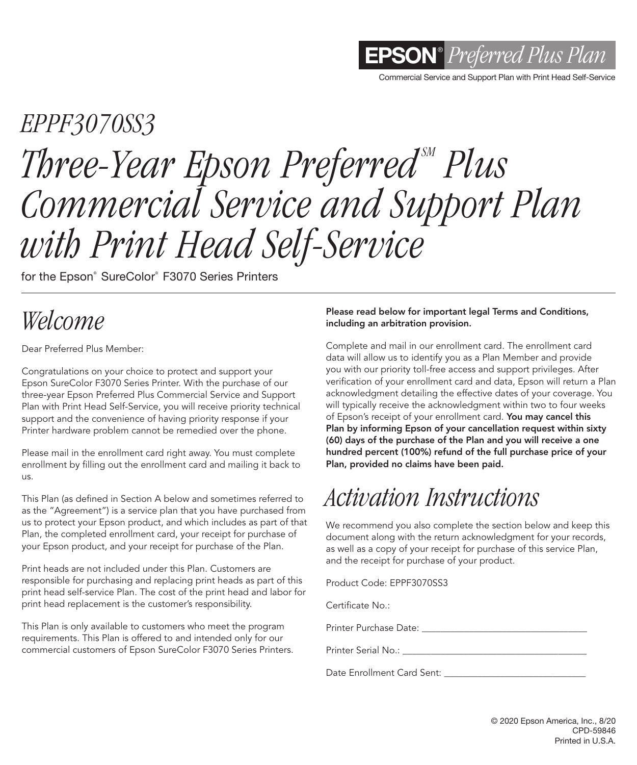**EPSON® *Preferred Plus Plan***

Commercial Service and Support Plan with Print Head Self-Service

*EPPF3070SS3*

# *Three-Year Epson Preferred℠ Plus Commercial Service and Support Plan with Print Head Self-Service*

for the Epson® SureColor® F3070 Series Printers

## *Welcome*

Dear Preferred Plus Member:

Congratulations on your choice to protect and support your Epson SureColor F3070 Series Printer. With the purchase of our three-year Epson Preferred Plus Commercial Service and Support Plan with Print Head Self-Service, you will receive priority technical support and the convenience of having priority response if your Printer hardware problem cannot be remedied over the phone.

Please mail in the enrollment card right away. You must complete enrollment by filling out the enrollment card and mailing it back to us.

This Plan (as defined in Section A below and sometimes referred to as the "Agreement") is a service plan that you have purchased from us to protect your Epson product, and which includes as part of that Plan, the completed enrollment card, your receipt for purchase of your Epson product, and your receipt for purchase of the Plan.

Print heads are not included under this Plan. Customers are responsible for purchasing and replacing print heads as part of this print head self-service Plan. The cost of the print head and labor for print head replacement is the customer's responsibility.

This Plan is only available to customers who meet the program requirements. This Plan is offered to and intended only for our commercial customers of Epson SureColor F3070 Series Printers.

**Please read below for important legal Terms and Conditions, including an arbitration provision.**

Complete and mail in our enrollment card. The enrollment card data will allow us to identify you as a Plan Member and provide you with our priority toll-free access and support privileges. After verification of your enrollment card and data, Epson will return a Plan acknowledgment detailing the effective dates of your coverage. You will typically receive the acknowledgment within two to four weeks of Epson's receipt of your enrollment card. **You may cancel this Plan by informing Epson of your cancellation request within sixty (60) days of the purchase of the Plan and you will receive a one hundred percent (100%) refund of the full purchase price of your Plan, provided no claims have been paid.**

## *Activation Instructions*

We recommend you also complete the section below and keep this document along with the return acknowledgment for your records, as well as a copy of your receipt for purchase of this service Plan, and the receipt for purchase of your product.

Product Code: EPPF3070SS3

Certificate No.:

Printer Purchase Date: ___________________________________

Printer Serial No.: _______________________________________

Date Enrollment Card Sent: ______________________________

© 2020 Epson America, Inc., 8/20
CPD-59846
Printed in U.S.A.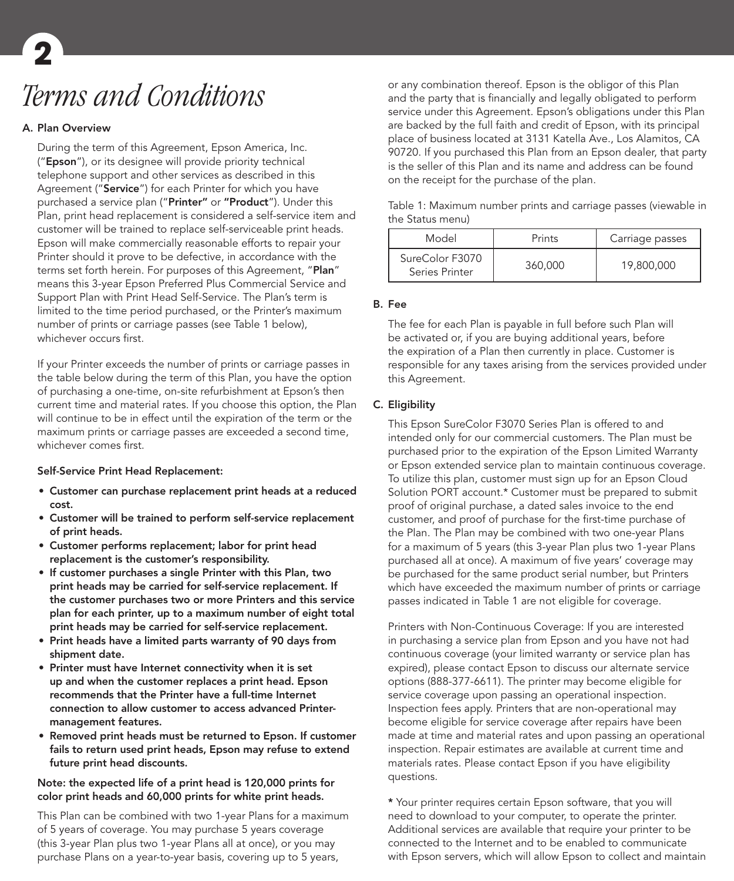# Terms and Conditions

## A. Plan Overview

During the term of this Agreement, Epson America, Inc. ("**Epson**"), or its designee will provide priority technical telephone support and other services as described in this Agreement ("**Service**") for each Printer for which you have purchased a service plan ("**Printer**" or "**Product**"). Under this Plan, print head replacement is considered a self-service item and customer will be trained to replace self-serviceable print heads. Epson will make commercially reasonable efforts to repair your Printer should it prove to be defective, in accordance with the terms set forth herein. For purposes of this Agreement, "**Plan**" means this 3-year Epson Preferred Plus Commercial Service and Support Plan with Print Head Self-Service. The Plan's term is limited to the time period purchased, or the Printer's maximum number of prints or carriage passes (see Table 1 below), whichever occurs first.

If your Printer exceeds the number of prints or carriage passes in the table below during the term of this Plan, you have the option of purchasing a one-time, on-site refurbishment at Epson's then current time and material rates. If you choose this option, the Plan will continue to be in effect until the expiration of the term or the maximum prints or carriage passes are exceeded a second time, whichever comes first.

**Self-Service Print Head Replacement:**

- **Customer can purchase replacement print heads at a reduced cost.**
- **Customer will be trained to perform self-service replacement of print heads.**
- **Customer performs replacement; labor for print head replacement is the customer's responsibility.**
- **If customer purchases a single Printer with this Plan, two print heads may be carried for self-service replacement. If the customer purchases two or more Printers and this service plan for each printer, up to a maximum number of eight total print heads may be carried for self-service replacement.**
- **Print heads have a limited parts warranty of 90 days from shipment date.**
- **Printer must have Internet connectivity when it is set up and when the customer replaces a print head. Epson recommends that the Printer have a full-time Internet connection to allow customer to access advanced Printer-management features.**
- **Removed print heads must be returned to Epson. If customer fails to return used print heads, Epson may refuse to extend future print head discounts.**

**Note: the expected life of a print head is 120,000 prints for color print heads and 60,000 prints for white print heads.**

This Plan can be combined with two 1-year Plans for a maximum of 5 years of coverage. You may purchase 5 years coverage (this 3-year Plan plus two 1-year Plans all at once), or you may purchase Plans on a year-to-year basis, covering up to 5 years, or any combination thereof. Epson is the obligor of this Plan and the party that is financially and legally obligated to perform service under this Agreement. Epson's obligations under this Plan are backed by the full faith and credit of Epson, with its principal place of business located at 3131 Katella Ave., Los Alamitos, CA 90720. If you purchased this Plan from an Epson dealer, that party is the seller of this Plan and its name and address can be found on the receipt for the purchase of the plan.

Table 1: Maximum number prints and carriage passes (viewable in the Status menu)

| Model | Prints | Carriage passes |
|---|---|---|
| SureColor F3070 Series Printer | 360,000 | 19,800,000 |

## B. Fee

The fee for each Plan is payable in full before such Plan will be activated or, if you are buying additional years, before the expiration of a Plan then currently in place. Customer is responsible for any taxes arising from the services provided under this Agreement.

## C. Eligibility

This Epson SureColor F3070 Series Plan is offered to and intended only for our commercial customers. The Plan must be purchased prior to the expiration of the Epson Limited Warranty or Epson extended service plan to maintain continuous coverage. To utilize this plan, customer must sign up for an Epson Cloud Solution PORT account.* Customer must be prepared to submit proof of original purchase, a dated sales invoice to the end customer, and proof of purchase for the first-time purchase of the Plan. The Plan may be combined with two one-year Plans for a maximum of 5 years (this 3-year Plan plus two 1-year Plans purchased all at once). A maximum of five years' coverage may be purchased for the same product serial number, but Printers which have exceeded the maximum number of prints or carriage passes indicated in Table 1 are not eligible for coverage.

Printers with Non-Continuous Coverage: If you are interested in purchasing a service plan from Epson and you have not had continuous coverage (your limited warranty or service plan has expired), please contact Epson to discuss our alternate service options (888-377-6611). The printer may become eligible for service coverage upon passing an operational inspection. Inspection fees apply. Printers that are non-operational may become eligible for service coverage after repairs have been made at time and material rates and upon passing an operational inspection. Repair estimates are available at current time and materials rates. Please contact Epson if you have eligibility questions.

* Your printer requires certain Epson software, that you will need to download to your computer, to operate the printer. Additional services are available that require your printer to be connected to the Internet and to be enabled to communicate with Epson servers, which will allow Epson to collect and maintain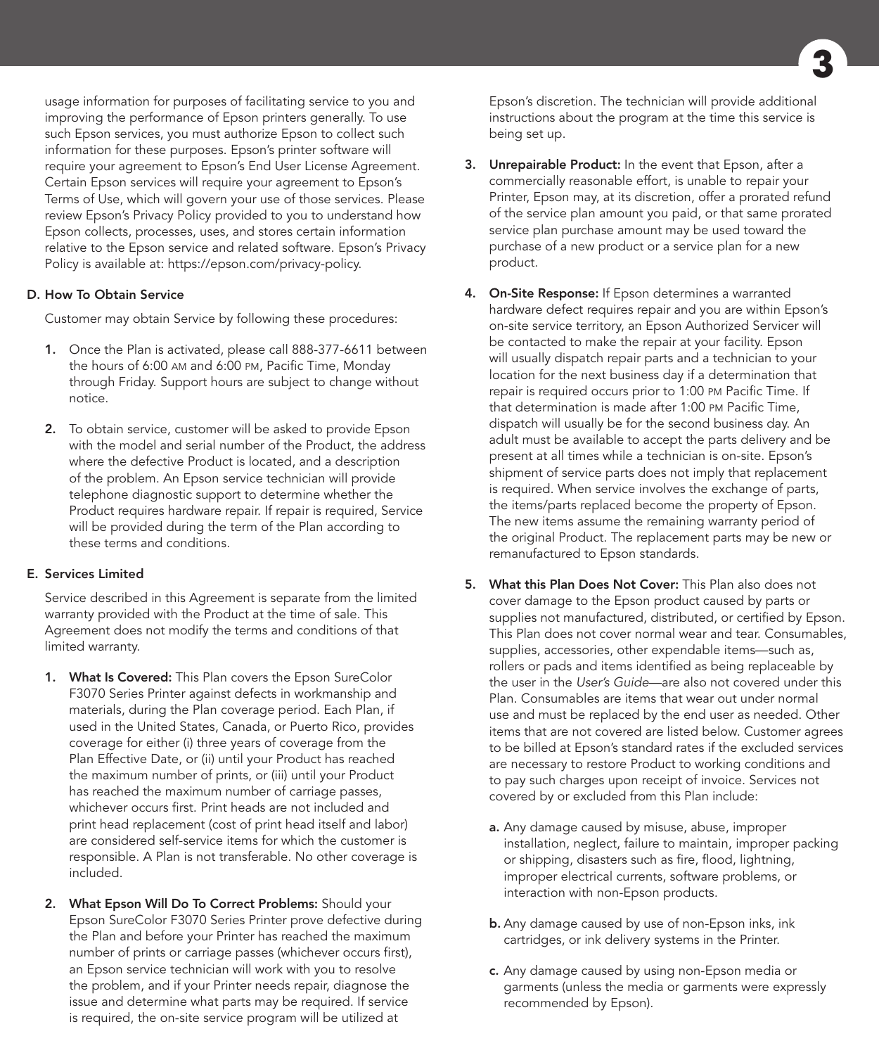usage information for purposes of facilitating service to you and improving the performance of Epson printers generally. To use such Epson services, you must authorize Epson to collect such information for these purposes. Epson's printer software will require your agreement to Epson's End User License Agreement. Certain Epson services will require your agreement to Epson's Terms of Use, which will govern your use of those services. Please review Epson's Privacy Policy provided to you to understand how Epson collects, processes, uses, and stores certain information relative to the Epson service and related software. Epson's Privacy Policy is available at: https://epson.com/privacy-policy.

## D. How To Obtain Service

Customer may obtain Service by following these procedures:

1. Once the Plan is activated, please call 888-377-6611 between the hours of 6:00 AM and 6:00 PM, Pacific Time, Monday through Friday. Support hours are subject to change without notice.

2. To obtain service, customer will be asked to provide Epson with the model and serial number of the Product, the address where the defective Product is located, and a description of the problem. An Epson service technician will provide telephone diagnostic support to determine whether the Product requires hardware repair. If repair is required, Service will be provided during the term of the Plan according to these terms and conditions.

## E. Services Limited

Service described in this Agreement is separate from the limited warranty provided with the Product at the time of sale. This Agreement does not modify the terms and conditions of that limited warranty.

1. **What Is Covered:** This Plan covers the Epson SureColor F3070 Series Printer against defects in workmanship and materials, during the Plan coverage period. Each Plan, if used in the United States, Canada, or Puerto Rico, provides coverage for either (i) three years of coverage from the Plan Effective Date, or (ii) until your Product has reached the maximum number of prints, or (iii) until your Product has reached the maximum number of carriage passes, whichever occurs first. Print heads are not included and print head replacement (cost of print head itself and labor) are considered self-service items for which the customer is responsible. A Plan is not transferable. No other coverage is included.

2. **What Epson Will Do To Correct Problems:** Should your Epson SureColor F3070 Series Printer prove defective during the Plan and before your Printer has reached the maximum number of prints or carriage passes (whichever occurs first), an Epson service technician will work with you to resolve the problem, and if your Printer needs repair, diagnose the issue and determine what parts may be required. If service is required, the on-site service program will be utilized at Epson's discretion. The technician will provide additional instructions about the program at the time this service is being set up.

3. **Unrepairable Product:** In the event that Epson, after a commercially reasonable effort, is unable to repair your Printer, Epson may, at its discretion, offer a prorated refund of the service plan amount you paid, or that same prorated service plan purchase amount may be used toward the purchase of a new product or a service plan for a new product.

4. **On-Site Response:** If Epson determines a warranted hardware defect requires repair and you are within Epson's on-site service territory, an Epson Authorized Servicer will be contacted to make the repair at your facility. Epson will usually dispatch repair parts and a technician to your location for the next business day if a determination that repair is required occurs prior to 1:00 PM Pacific Time. If that determination is made after 1:00 PM Pacific Time, dispatch will usually be for the second business day. An adult must be available to accept the parts delivery and be present at all times while a technician is on-site. Epson's shipment of service parts does not imply that replacement is required. When service involves the exchange of parts, the items/parts replaced become the property of Epson. The new items assume the remaining warranty period of the original Product. The replacement parts may be new or remanufactured to Epson standards.

5. **What this Plan Does Not Cover:** This Plan also does not cover damage to the Epson product caused by parts or supplies not manufactured, distributed, or certified by Epson. This Plan does not cover normal wear and tear. Consumables, supplies, accessories, other expendable items—such as, rollers or pads and items identified as being replaceable by the user in the *User's Guide*—are also not covered under this Plan. Consumables are items that wear out under normal use and must be replaced by the end user as needed. Other items that are not covered are listed below. Customer agrees to be billed at Epson's standard rates if the excluded services are necessary to restore Product to working conditions and to pay such charges upon receipt of invoice. Services not covered by or excluded from this Plan include:

   a. Any damage caused by misuse, abuse, improper installation, neglect, failure to maintain, improper packing or shipping, disasters such as fire, flood, lightning, improper electrical currents, software problems, or interaction with non-Epson products.

   b. Any damage caused by use of non-Epson inks, ink cartridges, or ink delivery systems in the Printer.

   c. Any damage caused by using non-Epson media or garments (unless the media or garments were expressly recommended by Epson).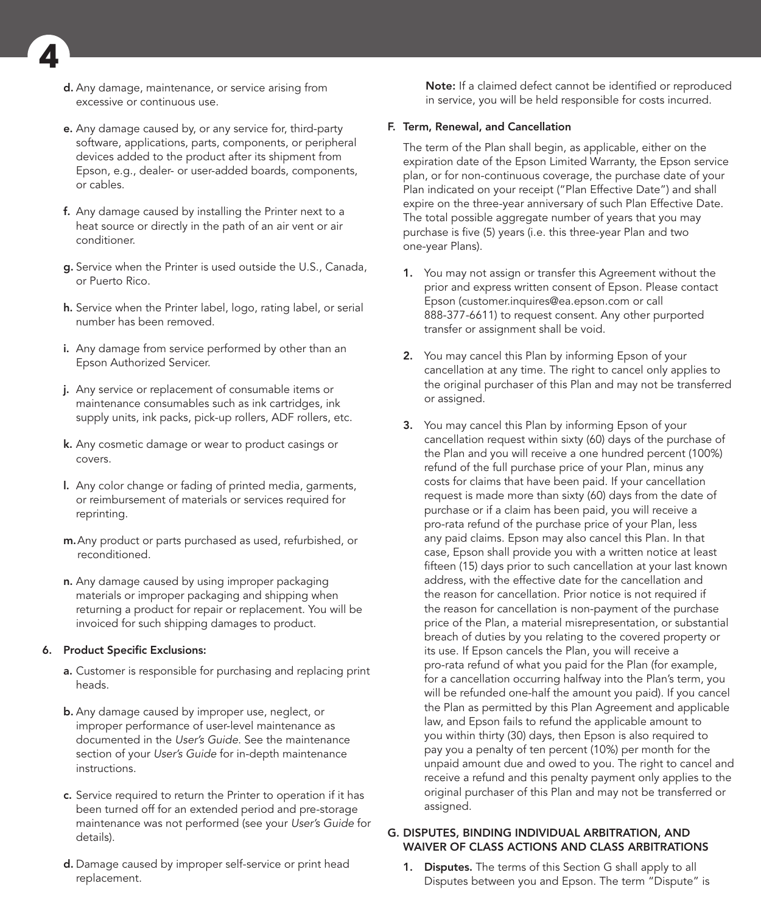d. Any damage, maintenance, or service arising from excessive or continuous use.

e. Any damage caused by, or any service for, third-party software, applications, parts, components, or peripheral devices added to the product after its shipment from Epson, e.g., dealer- or user-added boards, components, or cables.

f. Any damage caused by installing the Printer next to a heat source or directly in the path of an air vent or air conditioner.

g. Service when the Printer is used outside the U.S., Canada, or Puerto Rico.

h. Service when the Printer label, logo, rating label, or serial number has been removed.

i. Any damage from service performed by other than an Epson Authorized Servicer.

j. Any service or replacement of consumable items or maintenance consumables such as ink cartridges, ink supply units, ink packs, pick-up rollers, ADF rollers, etc.

k. Any cosmetic damage or wear to product casings or covers.

l. Any color change or fading of printed media, garments, or reimbursement of materials or services required for reprinting.

m. Any product or parts purchased as used, refurbished, or reconditioned.

n. Any damage caused by using improper packaging materials or improper packaging and shipping when returning a product for repair or replacement. You will be invoiced for such shipping damages to product.

**6. Product Specific Exclusions:**

a. Customer is responsible for purchasing and replacing print heads.

b. Any damage caused by improper use, neglect, or improper performance of user-level maintenance as documented in the *User's Guide*. See the maintenance section of your *User's Guide* for in-depth maintenance instructions.

c. Service required to return the Printer to operation if it has been turned off for an extended period and pre-storage maintenance was not performed (see your *User's Guide* for details).

d. Damage caused by improper self-service or print head replacement.

**Note:** If a claimed defect cannot be identified or reproduced in service, you will be held responsible for costs incurred.

### F. Term, Renewal, and Cancellation

The term of the Plan shall begin, as applicable, either on the expiration date of the Epson Limited Warranty, the Epson service plan, or for non-continuous coverage, the purchase date of your Plan indicated on your receipt ("Plan Effective Date") and shall expire on the three-year anniversary of such Plan Effective Date. The total possible aggregate number of years that you may purchase is five (5) years (i.e. this three-year Plan and two one-year Plans).

1. You may not assign or transfer this Agreement without the prior and express written consent of Epson. Please contact Epson (customer.inquires@ea.epson.com or call 888-377-6611) to request consent. Any other purported transfer or assignment shall be void.

2. You may cancel this Plan by informing Epson of your cancellation at any time. The right to cancel only applies to the original purchaser of this Plan and may not be transferred or assigned.

3. You may cancel this Plan by informing Epson of your cancellation request within sixty (60) days of the purchase of the Plan and you will receive a one hundred percent (100%) refund of the full purchase price of your Plan, minus any costs for claims that have been paid. If your cancellation request is made more than sixty (60) days from the date of purchase or if a claim has been paid, you will receive a pro-rata refund of the purchase price of your Plan, less any paid claims. Epson may also cancel this Plan. In that case, Epson shall provide you with a written notice at least fifteen (15) days prior to such cancellation at your last known address, with the effective date for the cancellation and the reason for cancellation. Prior notice is not required if the reason for cancellation is non-payment of the purchase price of the Plan, a material misrepresentation, or substantial breach of duties by you relating to the covered property or its use. If Epson cancels the Plan, you will receive a pro-rata refund of what you paid for the Plan (for example, for a cancellation occurring halfway into the Plan's term, you will be refunded one-half the amount you paid). If you cancel the Plan as permitted by this Plan Agreement and applicable law, and Epson fails to refund the applicable amount to you within thirty (30) days, then Epson is also required to pay you a penalty of ten percent (10%) per month for the unpaid amount due and owed to you. The right to cancel and receive a refund and this penalty payment only applies to the original purchaser of this Plan and may not be transferred or assigned.

### G. DISPUTES, BINDING INDIVIDUAL ARBITRATION, AND WAIVER OF CLASS ACTIONS AND CLASS ARBITRATIONS

1. **Disputes.** The terms of this Section G shall apply to all Disputes between you and Epson. The term "Dispute" is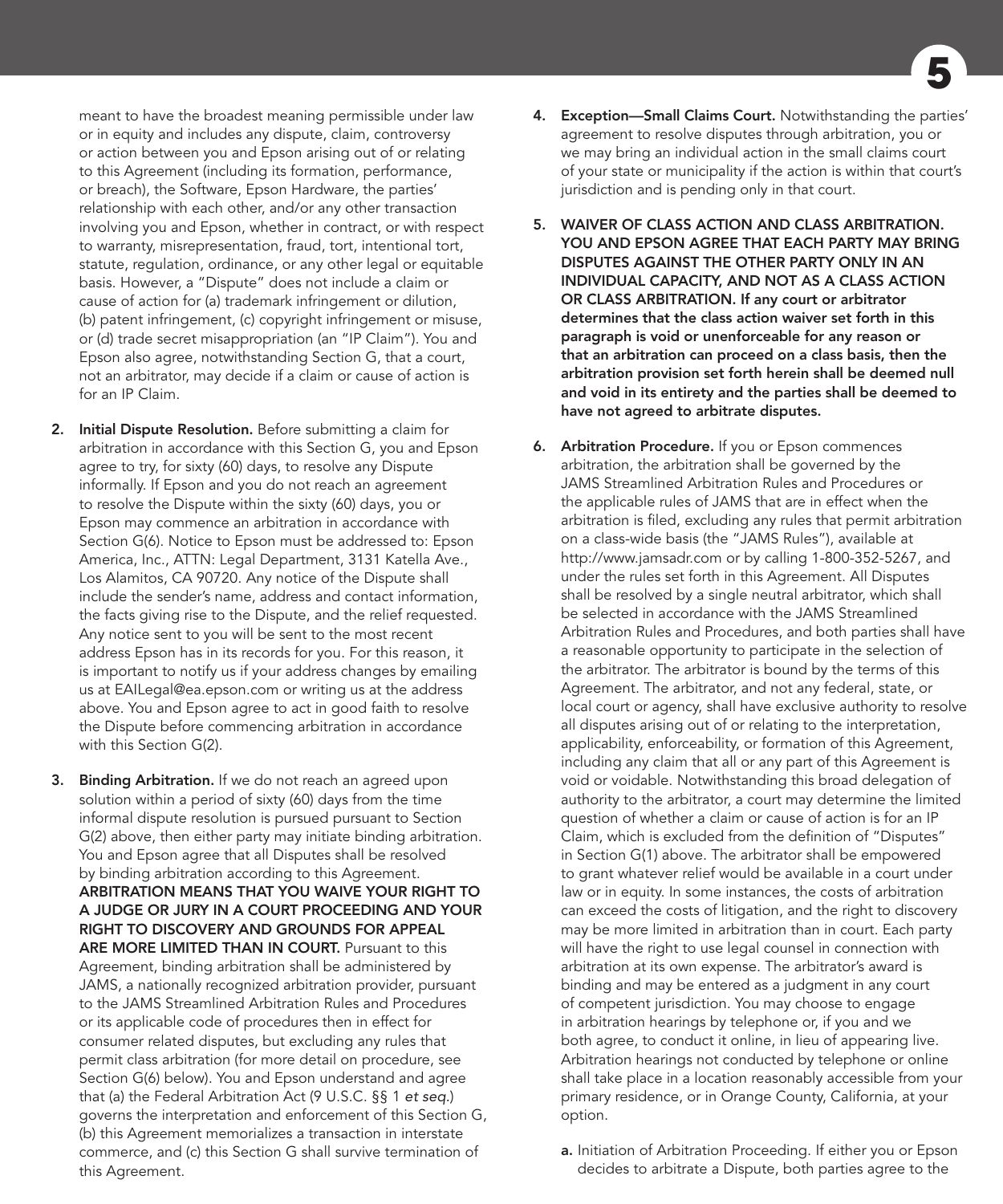meant to have the broadest meaning permissible under law or in equity and includes any dispute, claim, controversy or action between you and Epson arising out of or relating to this Agreement (including its formation, performance, or breach), the Software, Epson Hardware, the parties' relationship with each other, and/or any other transaction involving you and Epson, whether in contract, or with respect to warranty, misrepresentation, fraud, tort, intentional tort, statute, regulation, ordinance, or any other legal or equitable basis. However, a "Dispute" does not include a claim or cause of action for (a) trademark infringement or dilution, (b) patent infringement, (c) copyright infringement or misuse, or (d) trade secret misappropriation (an "IP Claim"). You and Epson also agree, notwithstanding Section G, that a court, not an arbitrator, may decide if a claim or cause of action is for an IP Claim.

2. **Initial Dispute Resolution.** Before submitting a claim for arbitration in accordance with this Section G, you and Epson agree to try, for sixty (60) days, to resolve any Dispute informally. If Epson and you do not reach an agreement to resolve the Dispute within the sixty (60) days, you or Epson may commence an arbitration in accordance with Section G(6). Notice to Epson must be addressed to: Epson America, Inc., ATTN: Legal Department, 3131 Katella Ave., Los Alamitos, CA 90720. Any notice of the Dispute shall include the sender's name, address and contact information, the facts giving rise to the Dispute, and the relief requested. Any notice sent to you will be sent to the most recent address Epson has in its records for you. For this reason, it is important to notify us if your address changes by emailing us at EAILegal@ea.epson.com or writing us at the address above. You and Epson agree to act in good faith to resolve the Dispute before commencing arbitration in accordance with this Section G(2).

3. **Binding Arbitration.** If we do not reach an agreed upon solution within a period of sixty (60) days from the time informal dispute resolution is pursued pursuant to Section G(2) above, then either party may initiate binding arbitration. You and Epson agree that all Disputes shall be resolved by binding arbitration according to this Agreement. **ARBITRATION MEANS THAT YOU WAIVE YOUR RIGHT TO A JUDGE OR JURY IN A COURT PROCEEDING AND YOUR RIGHT TO DISCOVERY AND GROUNDS FOR APPEAL ARE MORE LIMITED THAN IN COURT.** Pursuant to this Agreement, binding arbitration shall be administered by JAMS, a nationally recognized arbitration provider, pursuant to the JAMS Streamlined Arbitration Rules and Procedures or its applicable code of procedures then in effect for consumer related disputes, but excluding any rules that permit class arbitration (for more detail on procedure, see Section G(6) below). You and Epson understand and agree that (a) the Federal Arbitration Act (9 U.S.C. §§ 1 *et seq.*) governs the interpretation and enforcement of this Section G, (b) this Agreement memorializes a transaction in interstate commerce, and (c) this Section G shall survive termination of this Agreement.

4. **Exception—Small Claims Court.** Notwithstanding the parties' agreement to resolve disputes through arbitration, you or we may bring an individual action in the small claims court of your state or municipality if the action is within that court's jurisdiction and is pending only in that court.

5. **WAIVER OF CLASS ACTION AND CLASS ARBITRATION. YOU AND EPSON AGREE THAT EACH PARTY MAY BRING DISPUTES AGAINST THE OTHER PARTY ONLY IN AN INDIVIDUAL CAPACITY, AND NOT AS A CLASS ACTION OR CLASS ARBITRATION. If any court or arbitrator determines that the class action waiver set forth in this paragraph is void or unenforceable for any reason or that an arbitration can proceed on a class basis, then the arbitration provision set forth herein shall be deemed null and void in its entirety and the parties shall be deemed to have not agreed to arbitrate disputes.**

6. **Arbitration Procedure.** If you or Epson commences arbitration, the arbitration shall be governed by the JAMS Streamlined Arbitration Rules and Procedures or the applicable rules of JAMS that are in effect when the arbitration is filed, excluding any rules that permit arbitration on a class-wide basis (the "JAMS Rules"), available at http://www.jamsadr.com or by calling 1-800-352-5267, and under the rules set forth in this Agreement. All Disputes shall be resolved by a single neutral arbitrator, which shall be selected in accordance with the JAMS Streamlined Arbitration Rules and Procedures, and both parties shall have a reasonable opportunity to participate in the selection of the arbitrator. The arbitrator is bound by the terms of this Agreement. The arbitrator, and not any federal, state, or local court or agency, shall have exclusive authority to resolve all disputes arising out of or relating to the interpretation, applicability, enforceability, or formation of this Agreement, including any claim that all or any part of this Agreement is void or voidable. Notwithstanding this broad delegation of authority to the arbitrator, a court may determine the limited question of whether a claim or cause of action is for an IP Claim, which is excluded from the definition of "Disputes" in Section G(1) above. The arbitrator shall be empowered to grant whatever relief would be available in a court under law or in equity. In some instances, the costs of arbitration can exceed the costs of litigation, and the right to discovery may be more limited in arbitration than in court. Each party will have the right to use legal counsel in connection with arbitration at its own expense. The arbitrator's award is binding and may be entered as a judgment in any court of competent jurisdiction. You may choose to engage in arbitration hearings by telephone or, if you and we both agree, to conduct it online, in lieu of appearing live. Arbitration hearings not conducted by telephone or online shall take place in a location reasonably accessible from your primary residence, or in Orange County, California, at your option.

   **a.** Initiation of Arbitration Proceeding. If either you or Epson decides to arbitrate a Dispute, both parties agree to the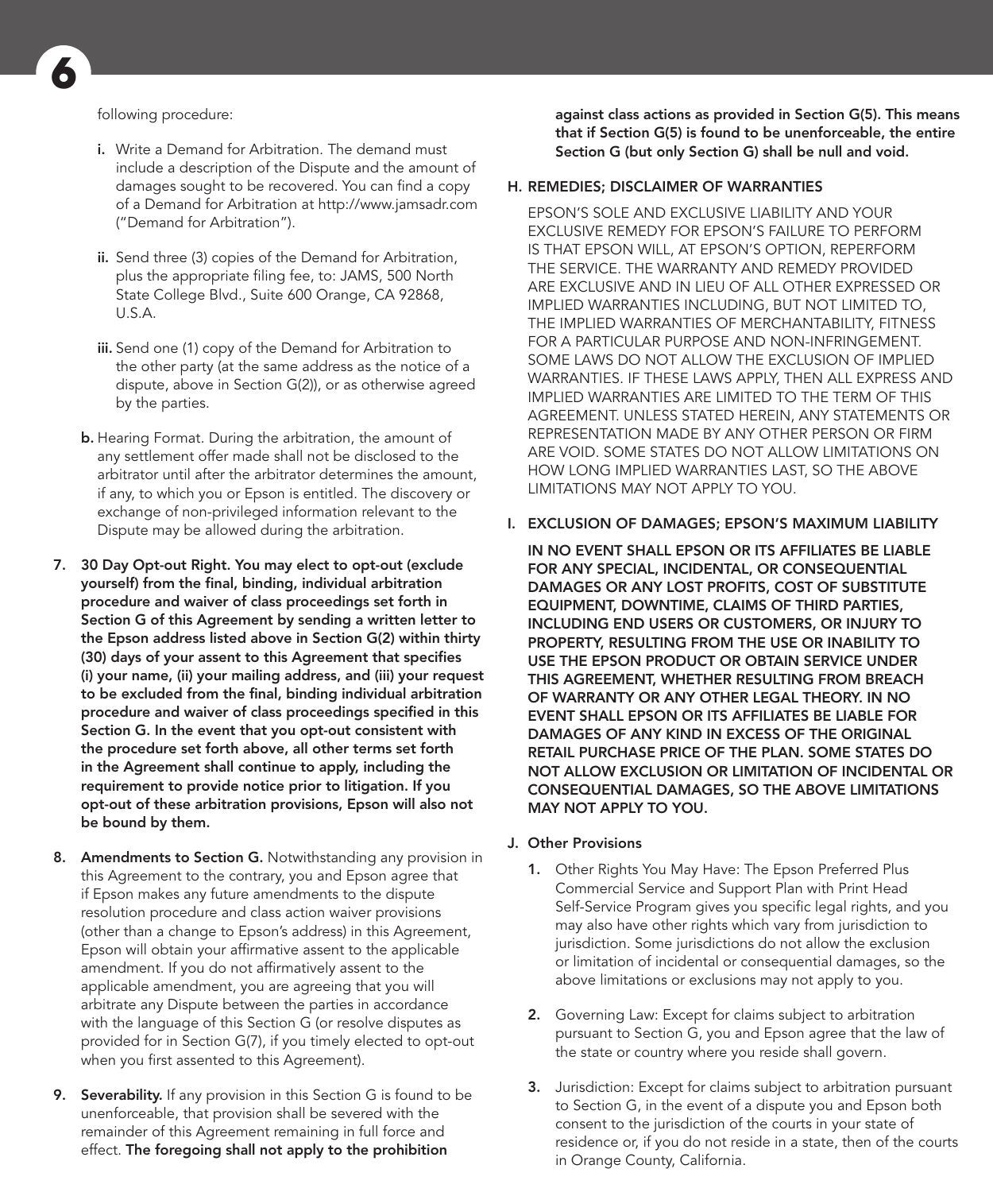following procedure:

- **i.** Write a Demand for Arbitration. The demand must include a description of the Dispute and the amount of damages sought to be recovered. You can find a copy of a Demand for Arbitration at http://www.jamsadr.com ("Demand for Arbitration").
- **ii.** Send three (3) copies of the Demand for Arbitration, plus the appropriate filing fee, to: JAMS, 500 North State College Blvd., Suite 600 Orange, CA 92868, U.S.A.
- **iii.** Send one (1) copy of the Demand for Arbitration to the other party (at the same address as the notice of a dispute, above in Section G(2)), or as otherwise agreed by the parties.

**b.** Hearing Format. During the arbitration, the amount of any settlement offer made shall not be disclosed to the arbitrator until after the arbitrator determines the amount, if any, to which you or Epson is entitled. The discovery or exchange of non-privileged information relevant to the Dispute may be allowed during the arbitration.

7. **30 Day Opt-out Right. You may elect to opt-out (exclude yourself) from the final, binding, individual arbitration procedure and waiver of class proceedings set forth in Section G of this Agreement by sending a written letter to the Epson address listed above in Section G(2) within thirty (30) days of your assent to this Agreement that specifies (i) your name, (ii) your mailing address, and (iii) your request to be excluded from the final, binding individual arbitration procedure and waiver of class proceedings specified in this Section G. In the event that you opt-out consistent with the procedure set forth above, all other terms set forth in the Agreement shall continue to apply, including the requirement to provide notice prior to litigation. If you opt-out of these arbitration provisions, Epson will also not be bound by them.**

8. **Amendments to Section G.** Notwithstanding any provision in this Agreement to the contrary, you and Epson agree that if Epson makes any future amendments to the dispute resolution procedure and class action waiver provisions (other than a change to Epson's address) in this Agreement, Epson will obtain your affirmative assent to the applicable amendment. If you do not affirmatively assent to the applicable amendment, you are agreeing that you will arbitrate any Dispute between the parties in accordance with the language of this Section G (or resolve disputes as provided for in Section G(7), if you timely elected to opt-out when you first assented to this Agreement).

9. **Severability.** If any provision in this Section G is found to be unenforceable, that provision shall be severed with the remainder of this Agreement remaining in full force and effect. **The foregoing shall not apply to the prohibition against class actions as provided in Section G(5). This means that if Section G(5) is found to be unenforceable, the entire Section G (but only Section G) shall be null and void.**

## H. REMEDIES; DISCLAIMER OF WARRANTIES

EPSON'S SOLE AND EXCLUSIVE LIABILITY AND YOUR EXCLUSIVE REMEDY FOR EPSON'S FAILURE TO PERFORM IS THAT EPSON WILL, AT EPSON'S OPTION, REPERFORM THE SERVICE. THE WARRANTY AND REMEDY PROVIDED ARE EXCLUSIVE AND IN LIEU OF ALL OTHER EXPRESSED OR IMPLIED WARRANTIES INCLUDING, BUT NOT LIMITED TO, THE IMPLIED WARRANTIES OF MERCHANTABILITY, FITNESS FOR A PARTICULAR PURPOSE AND NON-INFRINGEMENT. SOME LAWS DO NOT ALLOW THE EXCLUSION OF IMPLIED WARRANTIES. IF THESE LAWS APPLY, THEN ALL EXPRESS AND IMPLIED WARRANTIES ARE LIMITED TO THE TERM OF THIS AGREEMENT. UNLESS STATED HEREIN, ANY STATEMENTS OR REPRESENTATION MADE BY ANY OTHER PERSON OR FIRM ARE VOID. SOME STATES DO NOT ALLOW LIMITATIONS ON HOW LONG IMPLIED WARRANTIES LAST, SO THE ABOVE LIMITATIONS MAY NOT APPLY TO YOU.

## I. EXCLUSION OF DAMAGES; EPSON'S MAXIMUM LIABILITY

**IN NO EVENT SHALL EPSON OR ITS AFFILIATES BE LIABLE FOR ANY SPECIAL, INCIDENTAL, OR CONSEQUENTIAL DAMAGES OR ANY LOST PROFITS, COST OF SUBSTITUTE EQUIPMENT, DOWNTIME, CLAIMS OF THIRD PARTIES, INCLUDING END USERS OR CUSTOMERS, OR INJURY TO PROPERTY, RESULTING FROM THE USE OR INABILITY TO USE THE EPSON PRODUCT OR OBTAIN SERVICE UNDER THIS AGREEMENT, WHETHER RESULTING FROM BREACH OF WARRANTY OR ANY OTHER LEGAL THEORY. IN NO EVENT SHALL EPSON OR ITS AFFILIATES BE LIABLE FOR DAMAGES OF ANY KIND IN EXCESS OF THE ORIGINAL RETAIL PURCHASE PRICE OF THE PLAN. SOME STATES DO NOT ALLOW EXCLUSION OR LIMITATION OF INCIDENTAL OR CONSEQUENTIAL DAMAGES, SO THE ABOVE LIMITATIONS MAY NOT APPLY TO YOU.**

## J. Other Provisions

1. Other Rights You May Have: The Epson Preferred Plus Commercial Service and Support Plan with Print Head Self-Service Program gives you specific legal rights, and you may also have other rights which vary from jurisdiction to jurisdiction. Some jurisdictions do not allow the exclusion or limitation of incidental or consequential damages, so the above limitations or exclusions may not apply to you.

2. Governing Law: Except for claims subject to arbitration pursuant to Section G, you and Epson agree that the law of the state or country where you reside shall govern.

3. Jurisdiction: Except for claims subject to arbitration pursuant to Section G, in the event of a dispute you and Epson both consent to the jurisdiction of the courts in your state of residence or, if you do not reside in a state, then of the courts in Orange County, California.